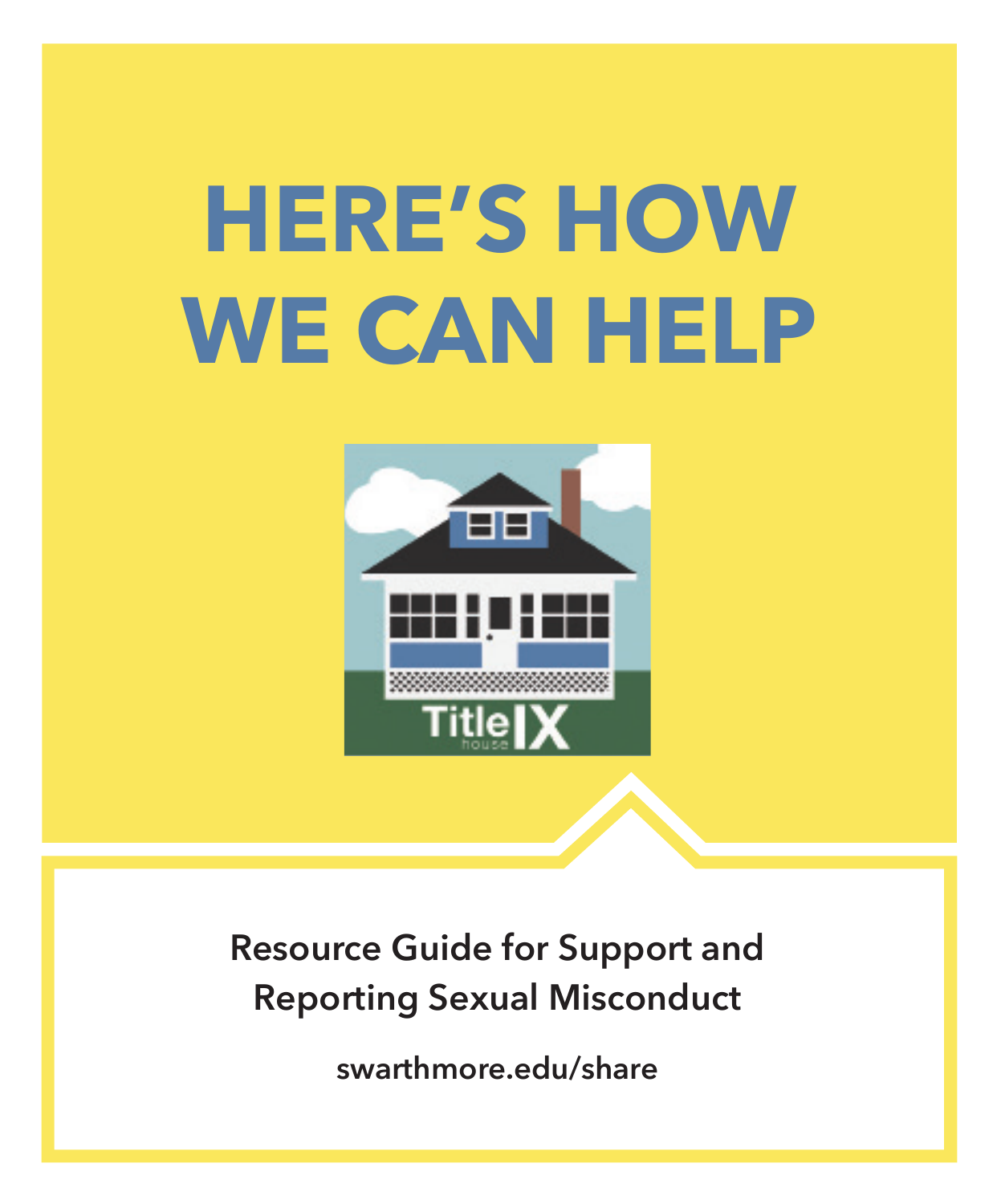# HERE'S HOW WE CAN HELP

Resource Guide for Support and Reporting Sexual Misconduct

swarthmore.edu/share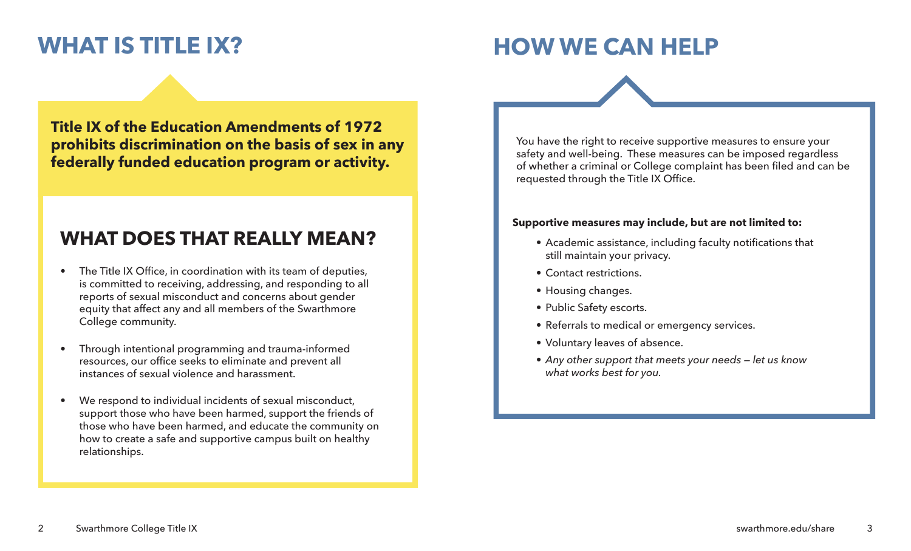# WHAT IS TITLE IX?

**Title IX of the Education Amendments of 1972 prohibits discrimination on the basis of sex in any federally funded education program or activity.**

## WHAT DOES THAT REALLY MEAN?

- The Title IX Office, in coordination with its team of deputies, is committed to receiving, addressing, and responding to all reports of sexual misconduct and concerns about gender equity that affect any and all members of the Swarthmore College community.
- Through intentional programming and trauma-informed resources, our office seeks to eliminate and prevent all instances of sexual violence and harassment.
- We respond to individual incidents of sexual misconduct, support those who have been harmed, support the friends of those who have been harmed, and educate the community on how to create a safe and supportive campus built on healthy relationships.

# HOW WE CAN HELP

You have the right to receive supportive measures to ensure your safety and well-being. These measures can be imposed regardless of whether a criminal or College complaint has been filed and can be requested through the Title IX Office.

**Supportive measures may include, but are not limited to:**

- Academic assistance, including faculty notifications that still maintain your privacy.
- Contact restrictions.
- Housing changes.
- Public Safety escorts.
- Referrals to medical or emergency services.
- Voluntary leaves of absence.
- *Any other support that meets your needs — let us know what works best for you.*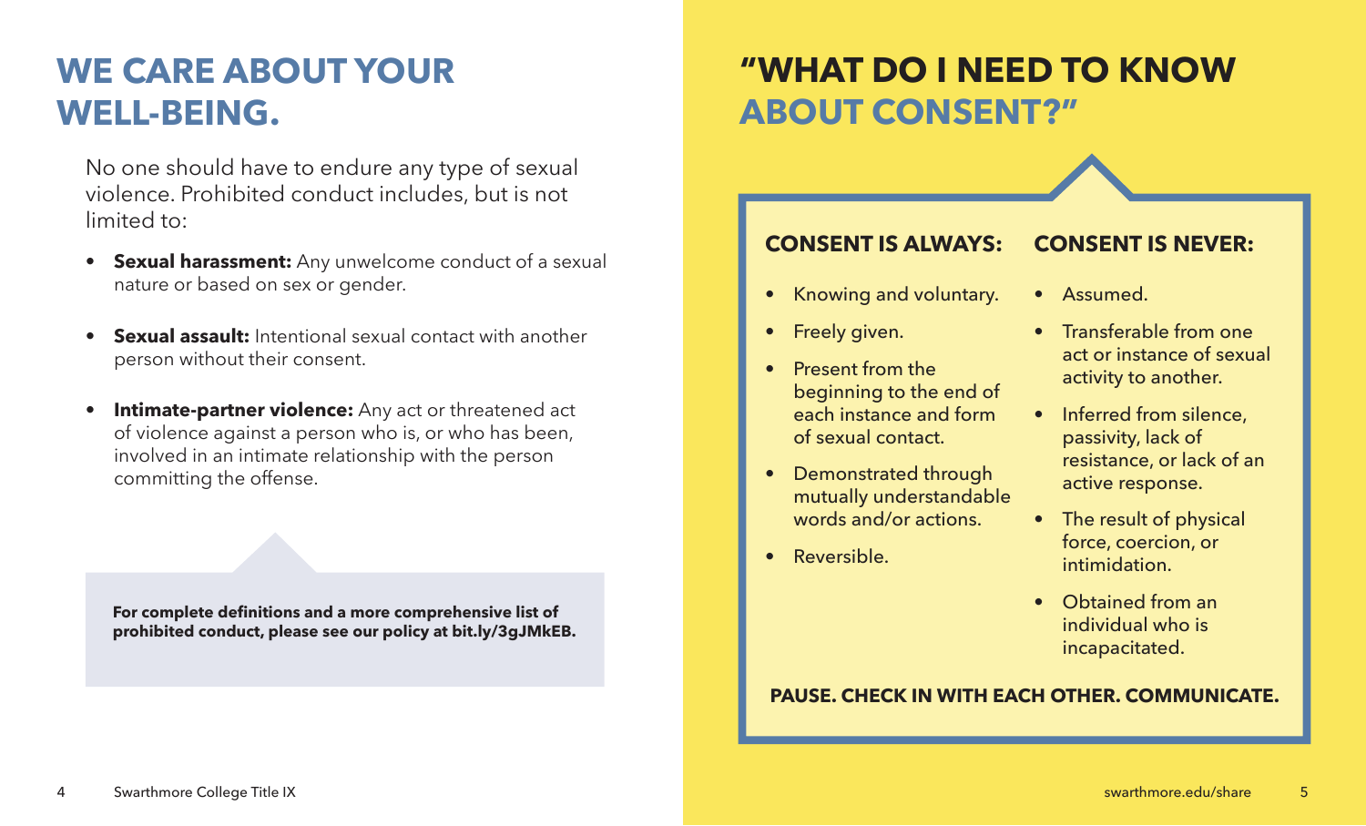# WE CARE ABOUT YOUR WELL-BEING.

No one should have to endure any type of sexual violence. Prohibited conduct includes, but is not limited to:

- **Sexual harassment:** Any unwelcome conduct of a sexual nature or based on sex or gender.
- **Sexual assault:** Intentional sexual contact with another person without their consent.
- **Intimate-partner violence:** Any act or threatened act of violence against a person who is, or who has been, involved in an intimate relationship with the person committing the offense.

**For complete definitions and a more comprehensive list of prohibited conduct, please see our policy at bit.ly/3gJMkEB.**

# "WHAT DO I NEED TO KNOW ABOUT CONSENT?"

### CONSENT IS ALWAYS:

- Knowing and voluntary.
- Freely given.
- Present from the beginning to the end of each instance and form of sexual contact.
- Demonstrated through mutually understandable words and/or actions.
- Reversible.

### CONSENT IS NEVER:

- Assumed.
- Transferable from one act or instance of sexual activity to another.
- Inferred from silence, passivity, lack of resistance, or lack of an active response.
- The result of physical force, coercion, or intimidation.
- Obtained from an individual who is incapacitated.

**PAUSE. CHECK IN WITH EACH OTHER. COMMUNICATE.**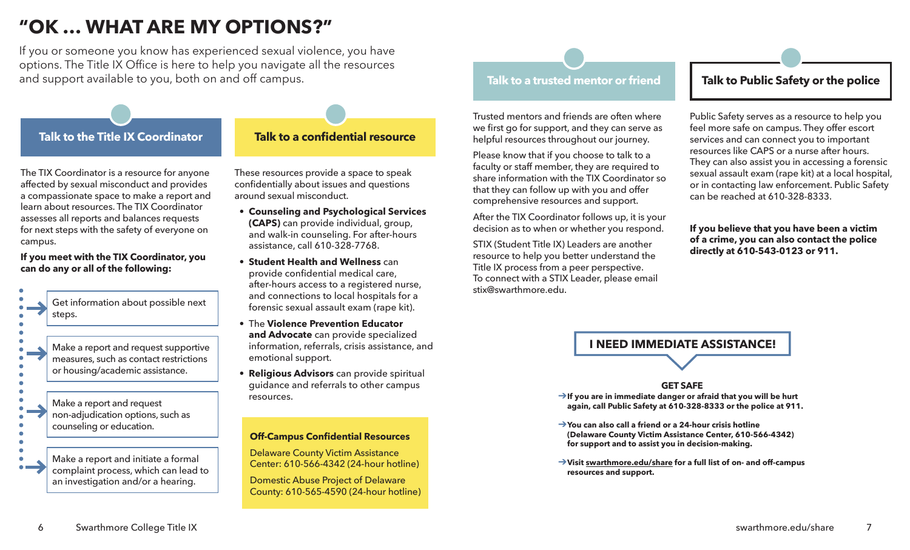# "OK … WHAT ARE MY OPTIONS?"

If you or someone you know has experienced sexual violence, you have options. The Title IX Office is here to help you navigate all the resources and support available to you, both on and off campus.

## Talk to the Title IX Coordinator

The TIX Coordinator is a resource for anyone affected by sexual misconduct and provides a compassionate space to make a report and learn about resources. The TIX Coordinator assesses all reports and balances requests for next steps with the safety of everyone on campus.

**If you meet with the TIX Coordinator, you can do any or all of the following:**

- Get information about possible next steps.
- Make a report and request supportive measures, such as contact restrictions or housing/academic assistance.
- Make a report and request non-adjudication options, such as counseling or education.
- Make a report and initiate a formal complaint process, which can lead to an investigation and/or a hearing.

## Talk to a confidential resource

These resources provide a space to speak confidentially about issues and questions around sexual misconduct.

- **Counseling and Psychological Services (CAPS)** can provide individual, group, and walk-in counseling. For after-hours assistance, call 610-328-7768.
- **Student Health and Wellness** can provide confidential medical care, after-hours access to a registered nurse, and connections to local hospitals for a forensic sexual assault exam (rape kit).
- The **Violence Prevention Educator and Advocate** can provide specialized information, referrals, crisis assistance, and emotional support.
- **Religious Advisors** can provide spiritual guidance and referrals to other campus resources.

**Off-Campus Confidential Resources**

Delaware County Victim Assistance Center: 610-566-4342 (24-hour hotline)

Domestic Abuse Project of Delaware County: 610-565-4590 (24-hour hotline)

## Talk to a trusted mentor or friend

Trusted mentors and friends are often where we first go for support, and they can serve as helpful resources throughout our journey.

Please know that if you choose to talk to a faculty or staff member, they are required to share information with the TIX Coordinator so that they can follow up with you and offer comprehensive resources and support.

After the TIX Coordinator follows up, it is your decision as to when or whether you respond.

STIX (Student Title IX) Leaders are another resource to help you better understand the Title IX process from a peer perspective. To connect with a STIX Leader, please email stix@swarthmore.edu.

## Talk to Public Safety or the police

Public Safety serves as a resource to help you feel more safe on campus. They offer escort services and can connect you to important resources like CAPS or a nurse after hours. They can also assist you in accessing a forensic sexual assault exam (rape kit) at a local hospital, or in contacting law enforcement. Public Safety can be reached at 610-328-8333.

**If you believe that you have been a victim of a crime, you can also contact the police directly at 610-543-0123 or 911.**

## I NEED IMMEDIATE ASSISTANCE!

**GET SAFE**

- **If you are in immediate danger or afraid that you will be hurt again, call Public Safety at 610-328-8333 or the police at 911.**
- **You can also call a friend or a 24-hour crisis hotline (Delaware County Victim Assistance Center, 610-566-4342) for support and to assist you in decision-making.**
- **Visit swarthmore.edu/share for a full list of on- and off-campus resources and support.**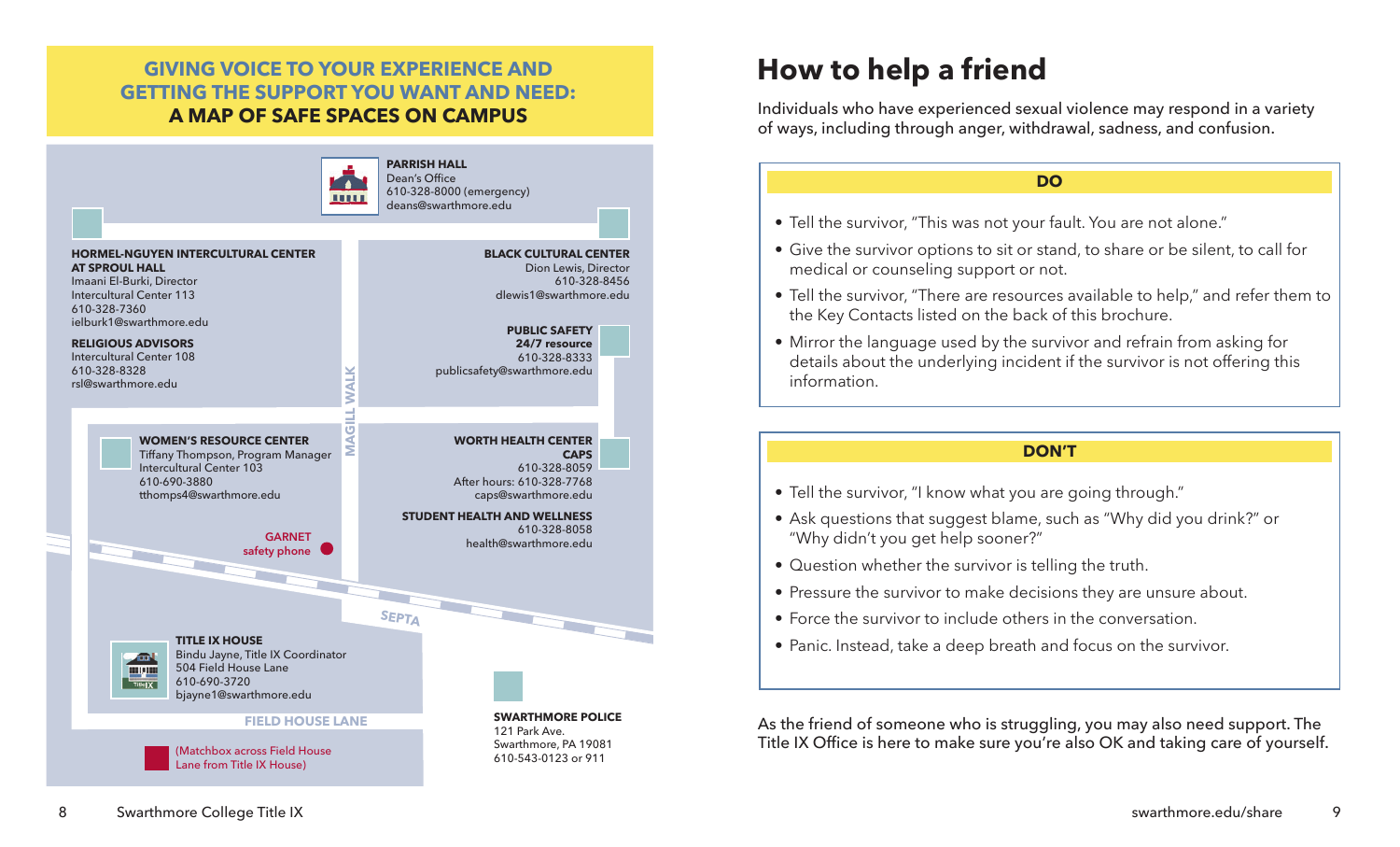## GIVING VOICE TO YOUR EXPERIENCE AND GETTING THE SUPPORT YOU WANT AND NEED: A MAP OF SAFE SPACES ON CAMPUS

**PARRISH HALL**
Dean's Office
610-328-8000 (emergency)
deans@swarthmore.edu

**HORMEL-NGUYEN INTERCULTURAL CENTER AT SPROUL HALL**
Imaani El-Burki, Director
Intercultural Center 113
610-328-7360
ielburk1@swarthmore.edu

**RELIGIOUS ADVISORS**
Intercultural Center 108
610-328-8328
rsl@swarthmore.edu

**BLACK CULTURAL CENTER**
Dion Lewis, Director
610-328-8456
dlewis1@swarthmore.edu

**PUBLIC SAFETY**
**24/7 resource**
610-328-8333
publicsafety@swarthmore.edu

MAGILL WALK

**WOMEN'S RESOURCE CENTER**
Tiffany Thompson, Program Manager
Intercultural Center 103
610-690-3880
tthomps4@swarthmore.edu

**WORTH HEALTH CENTER**
**CAPS**
610-328-8059
After hours: 610-328-7768
caps@swarthmore.edu

**STUDENT HEALTH AND WELLNESS**
610-328-8058
health@swarthmore.edu

GARNET
safety phone

SEPTA

**TITLE IX HOUSE**
Bindu Jayne, Title IX Coordinator
504 Field House Lane
610-690-3720
bjayne1@swarthmore.edu

FIELD HOUSE LANE

(Matchbox across Field House Lane from Title IX House)

**SWARTHMORE POLICE**
121 Park Ave.
Swarthmore, PA 19081
610-543-0123 or 911

# How to help a friend

Individuals who have experienced sexual violence may respond in a variety of ways, including through anger, withdrawal, sadness, and confusion.

### DO

- Tell the survivor, "This was not your fault. You are not alone."
- Give the survivor options to sit or stand, to share or be silent, to call for medical or counseling support or not.
- Tell the survivor, "There are resources available to help," and refer them to the Key Contacts listed on the back of this brochure.
- Mirror the language used by the survivor and refrain from asking for details about the underlying incident if the survivor is not offering this information.

### DON'T

- Tell the survivor, "I know what you are going through."
- Ask questions that suggest blame, such as "Why did you drink?" or "Why didn't you get help sooner?"
- Question whether the survivor is telling the truth.
- Pressure the survivor to make decisions they are unsure about.
- Force the survivor to include others in the conversation.
- Panic. Instead, take a deep breath and focus on the survivor.

As the friend of someone who is struggling, you may also need support. The Title IX Office is here to make sure you're also OK and taking care of yourself.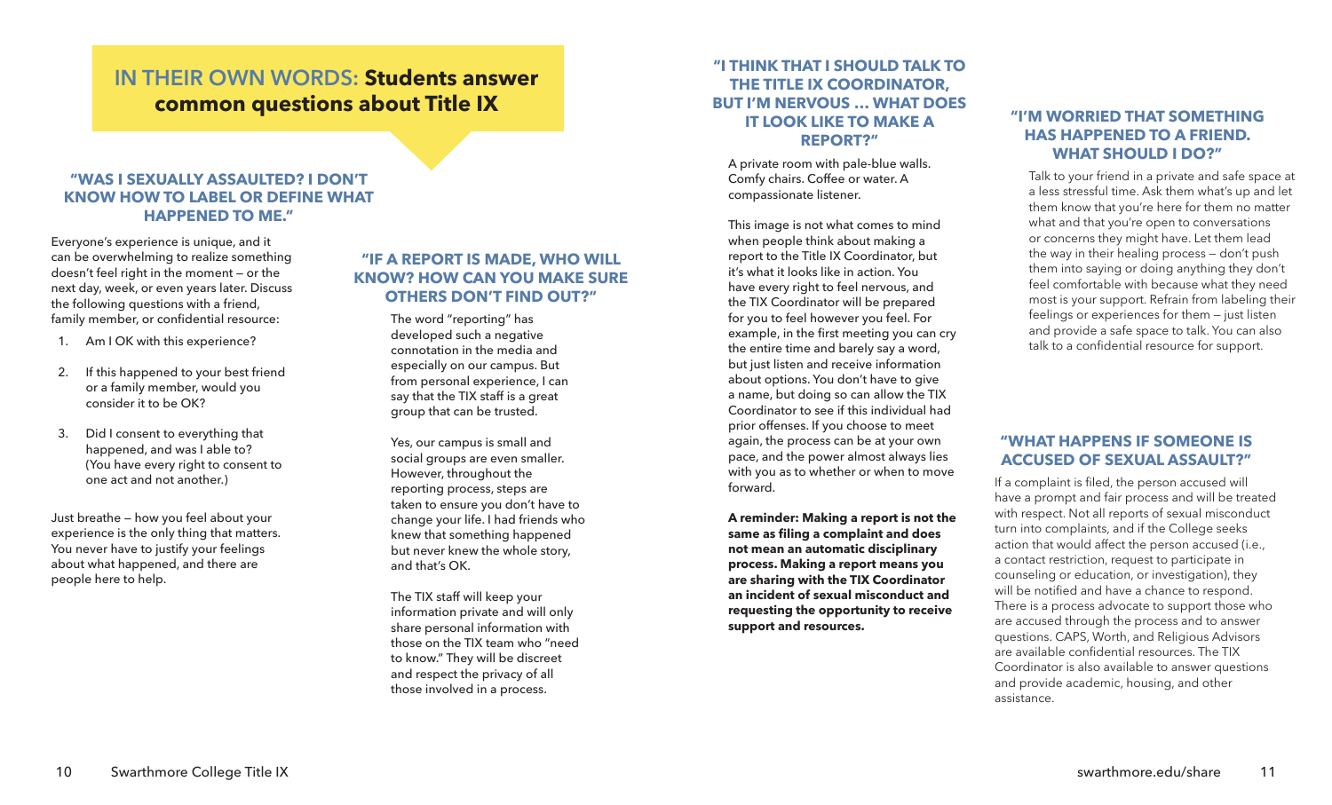# IN THEIR OWN WORDS: Students answer common questions about Title IX

### "WAS I SEXUALLY ASSAULTED? I DON'T KNOW HOW TO LABEL OR DEFINE WHAT HAPPENED TO ME."

Everyone's experience is unique, and it can be overwhelming to realize something doesn't feel right in the moment — or the next day, week, or even years later. Discuss the following questions with a friend, family member, or confidential resource:

1. Am I OK with this experience?
2. If this happened to your best friend or a family member, would you consider it to be OK?
3. Did I consent to everything that happened, and was I able to? (You have every right to consent to one act and not another.)

Just breathe — how you feel about your experience is the only thing that matters. You never have to justify your feelings about what happened, and there are people here to help.

### "IF A REPORT IS MADE, WHO WILL KNOW? HOW CAN YOU MAKE SURE OTHERS DON'T FIND OUT?"

The word "reporting" has developed such a negative connotation in the media and especially on our campus. But from personal experience, I can say that the TIX staff is a great group that can be trusted.

Yes, our campus is small and social groups are even smaller. However, throughout the reporting process, steps are taken to ensure you don't have to change your life. I had friends who knew that something happened but never knew the whole story, and that's OK.

The TIX staff will keep your information private and will only share personal information with those on the TIX team who "need to know." They will be discreet and respect the privacy of all those involved in a process.

### "I THINK THAT I SHOULD TALK TO THE TITLE IX COORDINATOR, BUT I'M NERVOUS ... WHAT DOES IT LOOK LIKE TO MAKE A REPORT?"

A private room with pale-blue walls. Comfy chairs. Coffee or water. A compassionate listener.

This image is not what comes to mind when people think about making a report to the Title IX Coordinator, but it's what it looks like in action. You have every right to feel nervous, and the TIX Coordinator will be prepared for you to feel however you feel. For example, in the first meeting you can cry the entire time and barely say a word, but just listen and receive information about options. You don't have to give a name, but doing so can allow the TIX Coordinator to see if this individual had prior offenses. If you choose to meet again, the process can be at your own pace, and the power almost always lies with you as to whether or when to move forward.

**A reminder: Making a report is not the same as filing a complaint and does not mean an automatic disciplinary process. Making a report means you are sharing with the TIX Coordinator an incident of sexual misconduct and requesting the opportunity to receive support and resources.**

### "I'M WORRIED THAT SOMETHING HAS HAPPENED TO A FRIEND. WHAT SHOULD I DO?"

Talk to your friend in a private and safe space at a less stressful time. Ask them what's up and let them know that you're here for them no matter what and that you're open to conversations or concerns they might have. Let them lead the way in their healing process — don't push them into saying or doing anything they don't feel comfortable with because what they need most is your support. Refrain from labeling their feelings or experiences for them — just listen and provide a safe space to talk. You can also talk to a confidential resource for support.

### "WHAT HAPPENS IF SOMEONE IS ACCUSED OF SEXUAL ASSAULT?"

If a complaint is filed, the person accused will have a prompt and fair process and will be treated with respect. Not all reports of sexual misconduct turn into complaints, and if the College seeks action that would affect the person accused (i.e., a contact restriction, request to participate in counseling or education, or investigation), they will be notified and have a chance to respond. There is a process advocate to support those who are accused through the process and to answer questions. CAPS, Worth, and Religious Advisors are available confidential resources. The TIX Coordinator is also available to answer questions and provide academic, housing, and other assistance.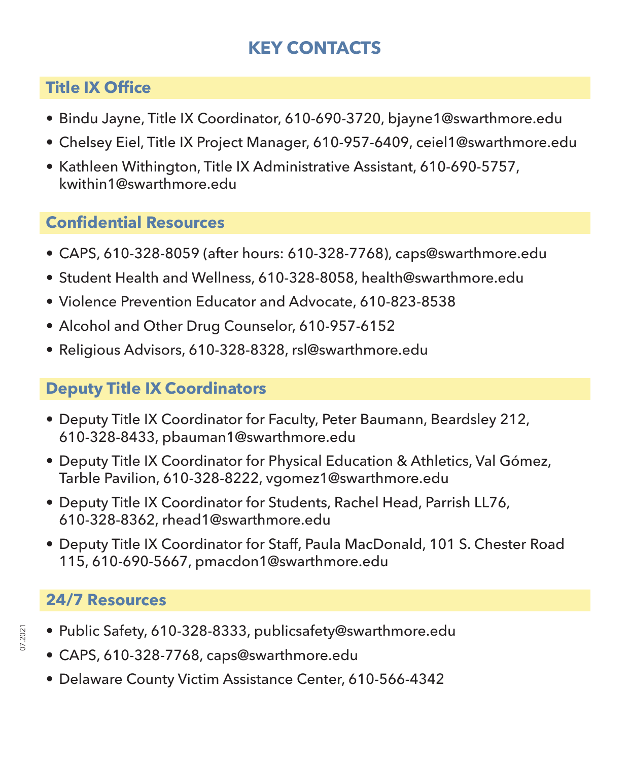# KEY CONTACTS

## Title IX Office

- Bindu Jayne, Title IX Coordinator, 610-690-3720, bjayne1@swarthmore.edu
- Chelsey Eiel, Title IX Project Manager, 610-957-6409, ceiel1@swarthmore.edu
- Kathleen Withington, Title IX Administrative Assistant, 610-690-5757, kwithin1@swarthmore.edu

## Confidential Resources

- CAPS, 610-328-8059 (after hours: 610-328-7768), caps@swarthmore.edu
- Student Health and Wellness, 610-328-8058, health@swarthmore.edu
- Violence Prevention Educator and Advocate, 610-823-8538
- Alcohol and Other Drug Counselor, 610-957-6152
- Religious Advisors, 610-328-8328, rsl@swarthmore.edu

## Deputy Title IX Coordinators

- Deputy Title IX Coordinator for Faculty, Peter Baumann, Beardsley 212, 610-328-8433, pbauman1@swarthmore.edu
- Deputy Title IX Coordinator for Physical Education & Athletics, Val Gómez, Tarble Pavilion, 610-328-8222, vgomez1@swarthmore.edu
- Deputy Title IX Coordinator for Students, Rachel Head, Parrish LL76, 610-328-8362, rhead1@swarthmore.edu
- Deputy Title IX Coordinator for Staff, Paula MacDonald, 101 S. Chester Road 115, 610-690-5667, pmacdon1@swarthmore.edu

## 24/7 Resources

- Public Safety, 610-328-8333, publicsafety@swarthmore.edu
- CAPS, 610-328-7768, caps@swarthmore.edu
- Delaware County Victim Assistance Center, 610-566-4342

07.2021